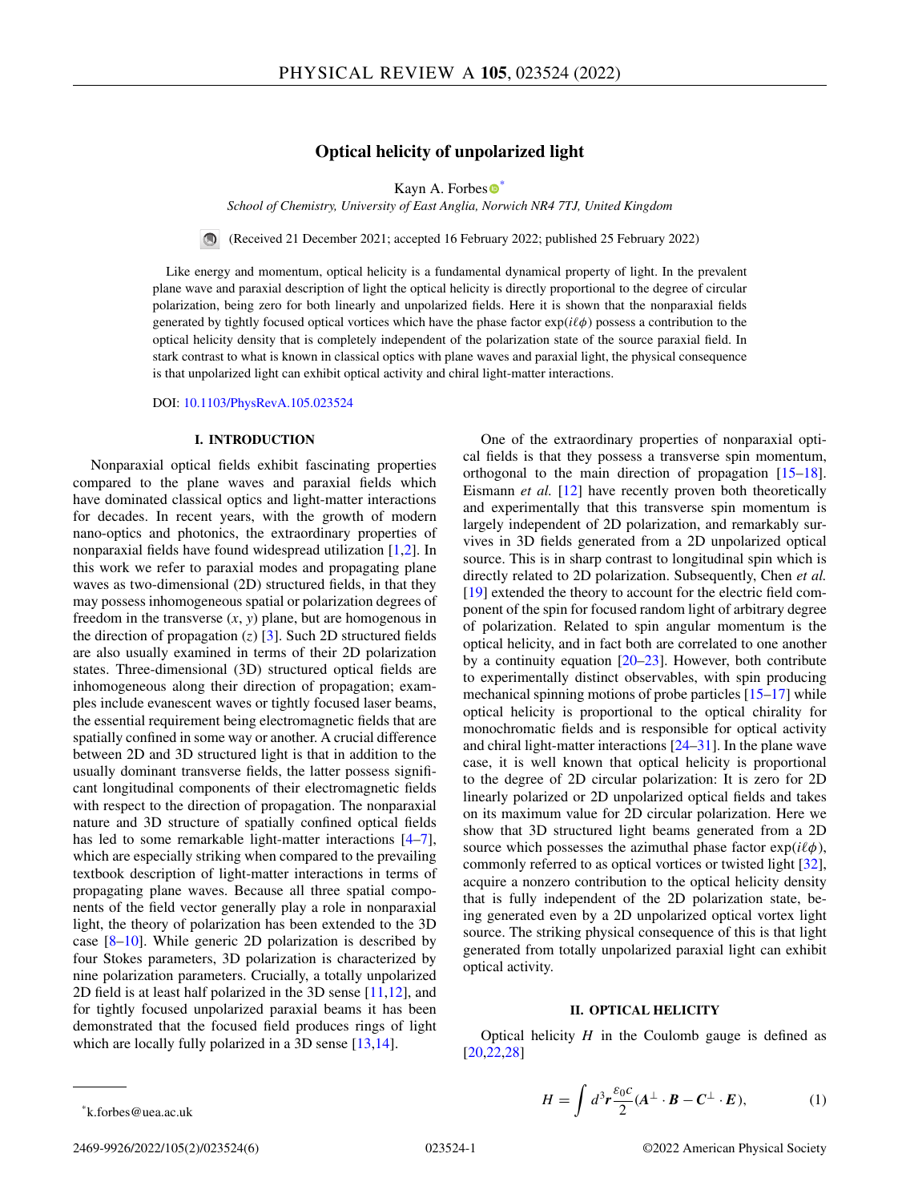# Optical helicity of unpolarized light

Kayn A. Forbes [*]

*School of Chemistry, University of East Anglia, Norwich NR4 7TJ, United Kingdom*

(Received 21 December 2021; accepted 16 February 2022; published 25 February 2022)

Like energy and momentum, optical helicity is a fundamental dynamical property of light. In the prevalent plane wave and paraxial description of light the optical helicity is directly proportional to the degree of circular polarization, being zero for both linearly and unpolarized fields. Here it is shown that the nonparaxial fields generated by tightly focused optical vortices which have the phase factor $\exp(i\ell\phi)$ possess a contribution to the optical helicity density that is completely independent of the polarization state of the source paraxial field. In stark contrast to what is known in classical optics with plane waves and paraxial light, the physical consequence is that unpolarized light can exhibit optical activity and chiral light-matter interactions.

DOI: 10.1103/PhysRevA.105.023524

## I. INTRODUCTION

Nonparaxial optical fields exhibit fascinating properties compared to the plane waves and paraxial fields which have dominated classical optics and light-matter interactions for decades. In recent years, with the growth of modern nano-optics and photonics, the extraordinary properties of nonparaxial fields have found widespread utilization [1,2]. In this work we refer to paraxial modes and propagating plane waves as two-dimensional (2D) structured fields, in that they may possess inhomogeneous spatial or polarization degrees of freedom in the transverse ($x$, $y$) plane, but are homogenous in the direction of propagation ($z$) [3]. Such 2D structured fields are also usually examined in terms of their 2D polarization states. Three-dimensional (3D) structured optical fields are inhomogeneous along their direction of propagation; examples include evanescent waves or tightly focused laser beams, the essential requirement being electromagnetic fields that are spatially confined in some way or another. A crucial difference between 2D and 3D structured light is that in addition to the usually dominant transverse fields, the latter possess significant longitudinal components of their electromagnetic fields with respect to the direction of propagation. The nonparaxial nature and 3D structure of spatially confined optical fields has led to some remarkable light-matter interactions [4–7], which are especially striking when compared to the prevailing textbook description of light-matter interactions in terms of propagating plane waves. Because all three spatial components of the field vector generally play a role in nonparaxial light, the theory of polarization has been extended to the 3D case [8–10]. While generic 2D polarization is described by four Stokes parameters, 3D polarization is characterized by nine polarization parameters. Crucially, a totally unpolarized 2D field is at least half polarized in the 3D sense [11,12], and for tightly focused unpolarized paraxial beams it has been demonstrated that the focused field produces rings of light which are locally fully polarized in a 3D sense [13,14].

One of the extraordinary properties of nonparaxial optical fields is that they possess a transverse spin momentum, orthogonal to the main direction of propagation [15–18]. Eismann *et al.* [12] have recently proven both theoretically and experimentally that this transverse spin momentum is largely independent of 2D polarization, and remarkably survives in 3D fields generated from a 2D unpolarized optical source. This is in sharp contrast to longitudinal spin which is directly related to 2D polarization. Subsequently, Chen *et al.* [19] extended the theory to account for the electric field component of the spin for focused random light of arbitrary degree of polarization. Related to spin angular momentum is the optical helicity, and in fact both are correlated to one another by a continuity equation [20–23]. However, both contribute to experimentally distinct observables, with spin producing mechanical spinning motions of probe particles [15–17] while optical helicity is proportional to the optical chirality for monochromatic fields and is responsible for optical activity and chiral light-matter interactions [24–31]. In the plane wave case, it is well known that optical helicity is proportional to the degree of 2D circular polarization: It is zero for 2D linearly polarized or 2D unpolarized optical fields and takes on its maximum value for 2D circular polarization. Here we show that 3D structured light beams generated from a 2D source which possesses the azimuthal phase factor $\exp(i\ell\phi)$, commonly referred to as optical vortices or twisted light [32], acquire a nonzero contribution to the optical helicity density that is fully independent of the 2D polarization state, being generated even by a 2D unpolarized optical vortex light source. The striking physical consequence of this is that light generated from totally unpolarized paraxial light can exhibit optical activity.

## II. OPTICAL HELICITY

Optical helicity $H$ in the Coulomb gauge is defined as [20,22,28]

$$H = \int d^3\boldsymbol{r}\frac{\varepsilon_0 c}{2}(\boldsymbol{A}^{\perp}\cdot\boldsymbol{B} - \boldsymbol{C}^{\perp}\cdot\boldsymbol{E}), \tag{1}$$

[*] k.forbes@uea.ac.uk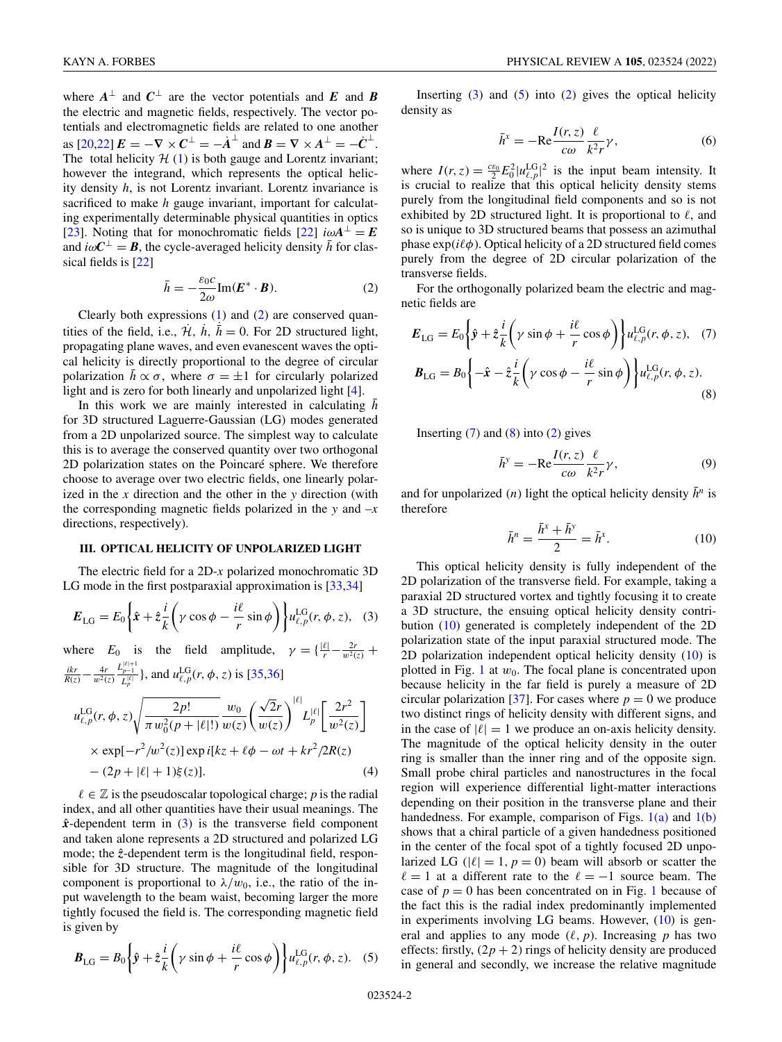where $\boldsymbol{A}^{\perp}$ and $\boldsymbol{C}^{\perp}$ are the vector potentials and $\boldsymbol{E}$ and $\boldsymbol{B}$ the electric and magnetic fields, respectively. The vector potentials and electromagnetic fields are related to one another as [20,22] $\boldsymbol{E} = -\nabla \times \boldsymbol{C}^{\perp} = -\dot{\boldsymbol{A}}^{\perp}$ and $\boldsymbol{B} = \nabla \times \boldsymbol{A}^{\perp} = -\dot{\boldsymbol{C}}^{\perp}$. The total helicity $\mathcal{H}$ (1) is both gauge and Lorentz invariant; however the integrand, which represents the optical helicity density $h$, is not Lorentz invariant. Lorentz invariance is sacrificed to make $h$ gauge invariant, important for calculating experimentally determinable physical quantities in optics [23]. Noting that for monochromatic fields [22] $i\omega \boldsymbol{A}^{\perp} = \boldsymbol{E}$ and $i\omega \boldsymbol{C}^{\perp} = \boldsymbol{B}$, the cycle-averaged helicity density $\bar{h}$ for classical fields is [22]

$$\bar{h} = -\frac{\varepsilon_0 c}{2\omega} \text{Im}(\boldsymbol{E}^* \cdot \boldsymbol{B}). \tag{2}$$

Clearly both expressions (1) and (2) are conserved quantities of the field, i.e., $\dot{\mathcal{H}}$, $\dot{h}$, $\dot{\bar{h}} = 0$. For 2D structured light, propagating plane waves, and even evanescent waves the optical helicity is directly proportional to the degree of circular polarization $\bar{h} \propto \sigma$, where $\sigma = \pm 1$ for circularly polarized light and is zero for both linearly and unpolarized light [4].

In this work we are mainly interested in calculating $\bar{h}$ for 3D structured Laguerre-Gaussian (LG) modes generated from a 2D unpolarized source. The simplest way to calculate this is to average the conserved quantity over two orthogonal 2D polarization states on the Poincaré sphere. We therefore choose to average over two electric fields, one linearly polarized in the $x$ direction and the other in the $y$ direction (with the corresponding magnetic fields polarized in the $y$ and $-x$ directions, respectively).

### III. OPTICAL HELICITY OF UNPOLARIZED LIGHT

The electric field for a 2D-$x$ polarized monochromatic 3D LG mode in the first postparaxial approximation is [33,34]

$$\boldsymbol{E}_{\text{LG}} = E_0 \left\{ \hat{\boldsymbol{x}} + \hat{\boldsymbol{z}} \frac{i}{k} \left( \gamma \cos\phi - \frac{i\ell}{r} \sin\phi \right) \right\} u_{\ell,p}^{\text{LG}}(r, \phi, z), \tag{3}$$

where $E_0$ is the field amplitude, $\gamma = \{ \frac{|\ell|}{r} - \frac{2r}{w^2(z)} + \frac{ikr}{R(z)} - \frac{4r}{w^2(z)} \frac{L_{p-1}^{|\ell|+1}}{L_p^{|\ell|}} \}$, and $u_{\ell,p}^{\text{LG}}(r, \phi, z)$ is [35,36]

$$\begin{aligned} u_{\ell,p}^{\text{LG}}(r, \phi, z) &\sqrt{\frac{2p!}{\pi w_0^2 (p + |\ell|!)}} \frac{w_0}{w(z)} \left( \frac{\sqrt{2} r}{w(z)} \right)^{|\ell|} L_p^{|\ell|} \left[ \frac{2r^2}{w^2(z)} \right] \\ &\times \exp[-r^2/w^2(z)] \exp i[kz + \ell\phi - \omega t + kr^2/2R(z) \\ &- (2p + |\ell| + 1)\xi(z)]. \end{aligned} \tag{4}$$

$\ell \in \mathbb{Z}$ is the pseudoscalar topological charge; $p$ is the radial index, and all other quantities have their usual meanings. The $\hat{\boldsymbol{x}}$-dependent term in (3) is the transverse field component and taken alone represents a 2D structured and polarized LG mode; the $\hat{\boldsymbol{z}}$-dependent term is the longitudinal field, responsible for 3D structure. The magnitude of the longitudinal component is proportional to $\lambda/w_0$, i.e., the ratio of the input wavelength to the beam waist, becoming larger the more tightly focused the field is. The corresponding magnetic field is given by

$$\boldsymbol{B}_{\text{LG}} = B_0 \left\{ \hat{\boldsymbol{y}} + \hat{\boldsymbol{z}} \frac{i}{k} \left( \gamma \sin\phi + \frac{i\ell}{r} \cos\phi \right) \right\} u_{\ell,p}^{\text{LG}}(r, \phi, z). \tag{5}$$

Inserting (3) and (5) into (2) gives the optical helicity density as

$$\bar{h}^x = -\text{Re} \frac{I(r, z)}{c\omega} \frac{\ell}{k^2 r} \gamma, \tag{6}$$

where $I(r, z) = \frac{c\varepsilon_0}{2} E_0^2 |u_{\ell,p}^{\text{LG}}|^2$ is the input beam intensity. It is crucial to realize that this optical helicity density stems purely from the longitudinal field components and so is not exhibited by 2D structured light. It is proportional to $\ell$, and so is unique to 3D structured beams that possess an azimuthal phase $\exp(i\ell\phi)$. Optical helicity of a 2D structured field comes purely from the degree of 2D circular polarization of the transverse fields.

For the orthogonally polarized beam the electric and magnetic fields are

$$\boldsymbol{E}_{\text{LG}} = E_0 \left\{ \hat{\boldsymbol{y}} + \hat{\boldsymbol{z}} \frac{i}{k} \left( \gamma \sin\phi + \frac{i\ell}{r} \cos\phi \right) \right\} u_{\ell,p}^{\text{LG}}(r, \phi, z), \tag{7}$$

$$\boldsymbol{B}_{\text{LG}} = B_0 \left\{ -\hat{\boldsymbol{x}} - \hat{\boldsymbol{z}} \frac{i}{k} \left( \gamma \cos\phi - \frac{i\ell}{r} \sin\phi \right) \right\} u_{\ell,p}^{\text{LG}}(r, \phi, z). \tag{8}$$

Inserting (7) and (8) into (2) gives

$$\bar{h}^y = -\text{Re} \frac{I(r, z)}{c\omega} \frac{\ell}{k^2 r} \gamma, \tag{9}$$

and for unpolarized ($n$) light the optical helicity density $\bar{h}^n$ is therefore

$$\bar{h}^n = \frac{\bar{h}^x + \bar{h}^y}{2} = \bar{h}^x. \tag{10}$$

This optical helicity density is fully independent of the 2D polarization of the transverse field. For example, taking a paraxial 2D structured vortex and tightly focusing it to create a 3D structure, the ensuing optical helicity density contribution (10) generated is completely independent of the 2D polarization state of the input paraxial structured mode. The 2D polarization independent optical helicity density (10) is plotted in Fig. 1 at $w_0$. The focal plane is concentrated upon because helicity in the far field is purely a measure of 2D circular polarization [37]. For cases where $p = 0$ we produce two distinct rings of helicity density with different signs, and in the case of $|\ell| = 1$ we produce an on-axis helicity density. The magnitude of the optical helicity density in the outer ring is smaller than the inner ring and of the opposite sign. Small probe chiral particles and nanostructures in the focal region will experience differential light-matter interactions depending on their position in the transverse plane and their handedness. For example, comparison of Figs. 1(a) and 1(b) shows that a chiral particle of a given handedness positioned in the center of the focal spot of a tightly focused 2D unpolarized LG ($|\ell| = 1$, $p = 0$) beam will absorb or scatter the $\ell = 1$ at a different rate to the $\ell = -1$ source beam. The case of $p = 0$ has been concentrated on in Fig. 1 because of the fact this is the radial index predominantly implemented in experiments involving LG beams. However, (10) is general and applies to any mode ($\ell$, $p$). Increasing $p$ has two effects: firstly, $(2p + 2)$ rings of helicity density are produced in general and secondly, we increase the relative magnitude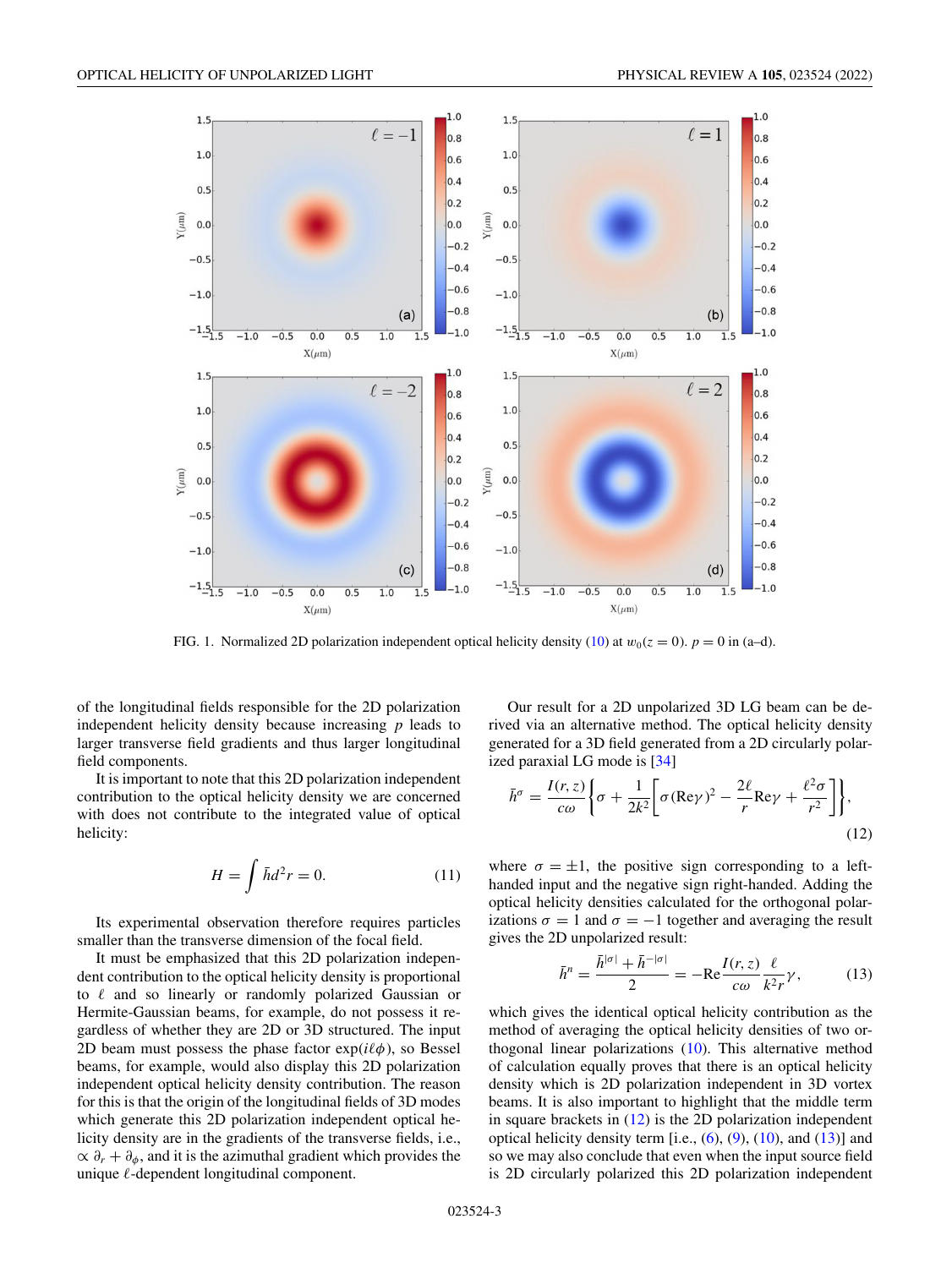FIG. 1. Normalized 2D polarization independent optical helicity density (10) at $w_0(z=0)$. $p=0$ in (a–d).

of the longitudinal fields responsible for the 2D polarization independent helicity density because increasing $p$ leads to larger transverse field gradients and thus larger longitudinal field components.

It is important to note that this 2D polarization independent contribution to the optical helicity density we are concerned with does not contribute to the integrated value of optical helicity:

$$H = \int \bar{h} d^2 r = 0. \tag{11}$$

Its experimental observation therefore requires particles smaller than the transverse dimension of the focal field.

It must be emphasized that this 2D polarization independent contribution to the optical helicity density is proportional to $\ell$ and so linearly or randomly polarized Gaussian or Hermite-Gaussian beams, for example, do not possess it regardless of whether they are 2D or 3D structured. The input 2D beam must possess the phase factor $\exp(i\ell\phi)$, so Bessel beams, for example, would also display this 2D polarization independent optical helicity density contribution. The reason for this is that the origin of the longitudinal fields of 3D modes which generate this 2D polarization independent optical helicity density are in the gradients of the transverse fields, i.e., $\propto \partial_r + \partial_\phi$, and it is the azimuthal gradient which provides the unique $\ell$-dependent longitudinal component.

Our result for a 2D unpolarized 3D LG beam can be derived via an alternative method. The optical helicity density generated for a 3D field generated from a 2D circularly polarized paraxial LG mode is [34]

$$\bar{h}^{\sigma} = \frac{I(r,z)}{c\omega}\left\{\sigma + \frac{1}{2k^2}\left[\sigma(\text{Re}\gamma)^2 - \frac{2\ell}{r}\text{Re}\gamma + \frac{\ell^2\sigma}{r^2}\right]\right\}, \tag{12}$$

where $\sigma = \pm 1$, the positive sign corresponding to a left-handed input and the negative sign right-handed. Adding the optical helicity densities calculated for the orthogonal polarizations $\sigma = 1$ and $\sigma = -1$ together and averaging the result gives the 2D unpolarized result:

$$\bar{h}^{n} = \frac{\bar{h}^{|\sigma|} + \bar{h}^{-|\sigma|}}{2} = -\text{Re}\frac{I(r,z)}{c\omega}\frac{\ell}{k^2 r}\gamma, \tag{13}$$

which gives the identical optical helicity contribution as the method of averaging the optical helicity densities of two orthogonal linear polarizations (10). This alternative method of calculation equally proves that there is an optical helicity density which is 2D polarization independent in 3D vortex beams. It is also important to highlight that the middle term in square brackets in (12) is the 2D polarization independent optical helicity density term [i.e., (6), (9), (10), and (13)] and so we may also conclude that even when the input source field is 2D circularly polarized this 2D polarization independent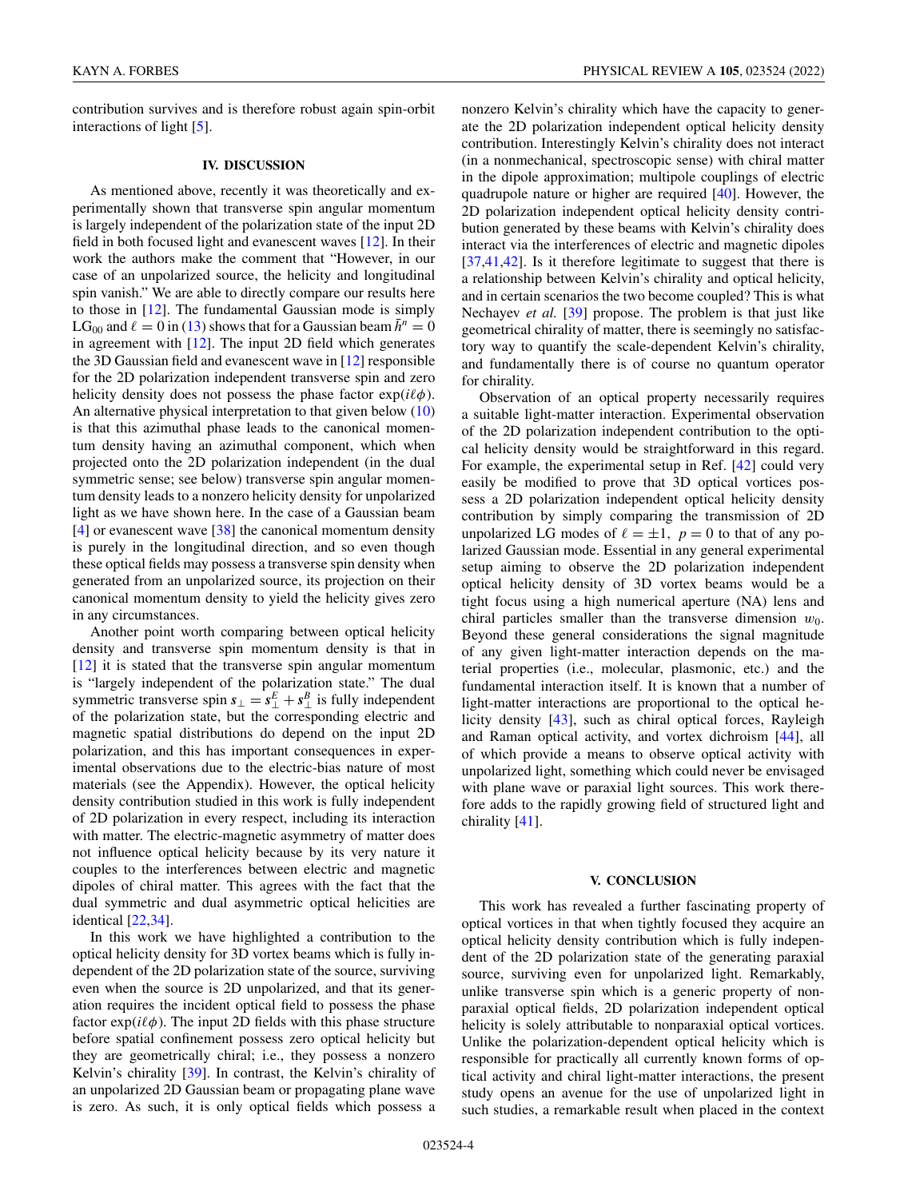contribution survives and is therefore robust again spin-orbit interactions of light [5].

## IV. DISCUSSION

As mentioned above, recently it was theoretically and experimentally shown that transverse spin angular momentum is largely independent of the polarization state of the input 2D field in both focused light and evanescent waves [12]. In their work the authors make the comment that "However, in our case of an unpolarized source, the helicity and longitudinal spin vanish." We are able to directly compare our results here to those in [12]. The fundamental Gaussian mode is simply $\text{LG}_{00}$ and $\ell = 0$ in (13) shows that for a Gaussian beam $\bar{h}^n = 0$ in agreement with [12]. The input 2D field which generates the 3D Gaussian field and evanescent wave in [12] responsible for the 2D polarization independent transverse spin and zero helicity density does not possess the phase factor $\exp(i\ell\phi)$. An alternative physical interpretation to that given below (10) is that this azimuthal phase leads to the canonical momentum density having an azimuthal component, which when projected onto the 2D polarization independent (in the dual symmetric sense; see below) transverse spin angular momentum density leads to a nonzero helicity density for unpolarized light as we have shown here. In the case of a Gaussian beam [4] or evanescent wave [38] the canonical momentum density is purely in the longitudinal direction, and so even though these optical fields may possess a transverse spin density when generated from an unpolarized source, its projection on their canonical momentum density to yield the helicity gives zero in any circumstances.

Another point worth comparing between optical helicity density and transverse spin momentum density is that in [12] it is stated that the transverse spin angular momentum is "largely independent of the polarization state." The dual symmetric transverse spin $\boldsymbol{s}_\perp = \boldsymbol{s}_\perp^E + \boldsymbol{s}_\perp^B$ is fully independent of the polarization state, but the corresponding electric and magnetic spatial distributions do depend on the input 2D polarization, and this has important consequences in experimental observations due to the electric-bias nature of most materials (see the Appendix). However, the optical helicity density contribution studied in this work is fully independent of 2D polarization in every respect, including its interaction with matter. The electric-magnetic asymmetry of matter does not influence optical helicity because by its very nature it couples to the interferences between electric and magnetic dipoles of chiral matter. This agrees with the fact that the dual symmetric and dual asymmetric optical helicities are identical [22,34].

In this work we have highlighted a contribution to the optical helicity density for 3D vortex beams which is fully independent of the 2D polarization state of the source, surviving even when the source is 2D unpolarized, and that its generation requires the incident optical field to possess the phase factor $\exp(i\ell\phi)$. The input 2D fields with this phase structure before spatial confinement possess zero optical helicity but they are geometrically chiral; i.e., they possess a nonzero Kelvin's chirality [39]. In contrast, the Kelvin's chirality of an unpolarized 2D Gaussian beam or propagating plane wave is zero. As such, it is only optical fields which possess a nonzero Kelvin's chirality which have the capacity to generate the 2D polarization independent optical helicity density contribution. Interestingly Kelvin's chirality does not interact (in a nonmechanical, spectroscopic sense) with chiral matter in the dipole approximation; multipole couplings of electric quadrupole nature or higher are required [40]. However, the 2D polarization independent optical helicity density contribution generated by these beams with Kelvin's chirality does interact via the interferences of electric and magnetic dipoles [37,41,42]. Is it therefore legitimate to suggest that there is a relationship between Kelvin's chirality and optical helicity, and in certain scenarios the two become coupled? This is what Nechayev *et al.* [39] propose. The problem is that just like geometrical chirality of matter, there is seemingly no satisfactory way to quantify the scale-dependent Kelvin's chirality, and fundamentally there is of course no quantum operator for chirality.

Observation of an optical property necessarily requires a suitable light-matter interaction. Experimental observation of the 2D polarization independent contribution to the optical helicity density would be straightforward in this regard. For example, the experimental setup in Ref. [42] could very easily be modified to prove that 3D optical vortices possess a 2D polarization independent optical helicity density contribution by simply comparing the transmission of 2D unpolarized LG modes of $\ell = \pm 1,\ p = 0$ to that of any polarized Gaussian mode. Essential in any general experimental setup aiming to observe the 2D polarization independent optical helicity density of 3D vortex beams would be a tight focus using a high numerical aperture (NA) lens and chiral particles smaller than the transverse dimension $w_0$. Beyond these general considerations the signal magnitude of any given light-matter interaction depends on the material properties (i.e., molecular, plasmonic, etc.) and the fundamental interaction itself. It is known that a number of light-matter interactions are proportional to the optical helicity density [43], such as chiral optical forces, Rayleigh and Raman optical activity, and vortex dichroism [44], all of which provide a means to observe optical activity with unpolarized light, something which could never be envisaged with plane wave or paraxial light sources. This work therefore adds to the rapidly growing field of structured light and chirality [41].

## V. CONCLUSION

This work has revealed a further fascinating property of optical vortices in that when tightly focused they acquire an optical helicity density contribution which is fully independent of the 2D polarization state of the generating paraxial source, surviving even for unpolarized light. Remarkably, unlike transverse spin which is a generic property of nonparaxial optical fields, 2D polarization independent optical helicity is solely attributable to nonparaxial optical vortices. Unlike the polarization-dependent optical helicity which is responsible for practically all currently known forms of optical activity and chiral light-matter interactions, the present study opens an avenue for the use of unpolarized light in such studies, a remarkable result when placed in the context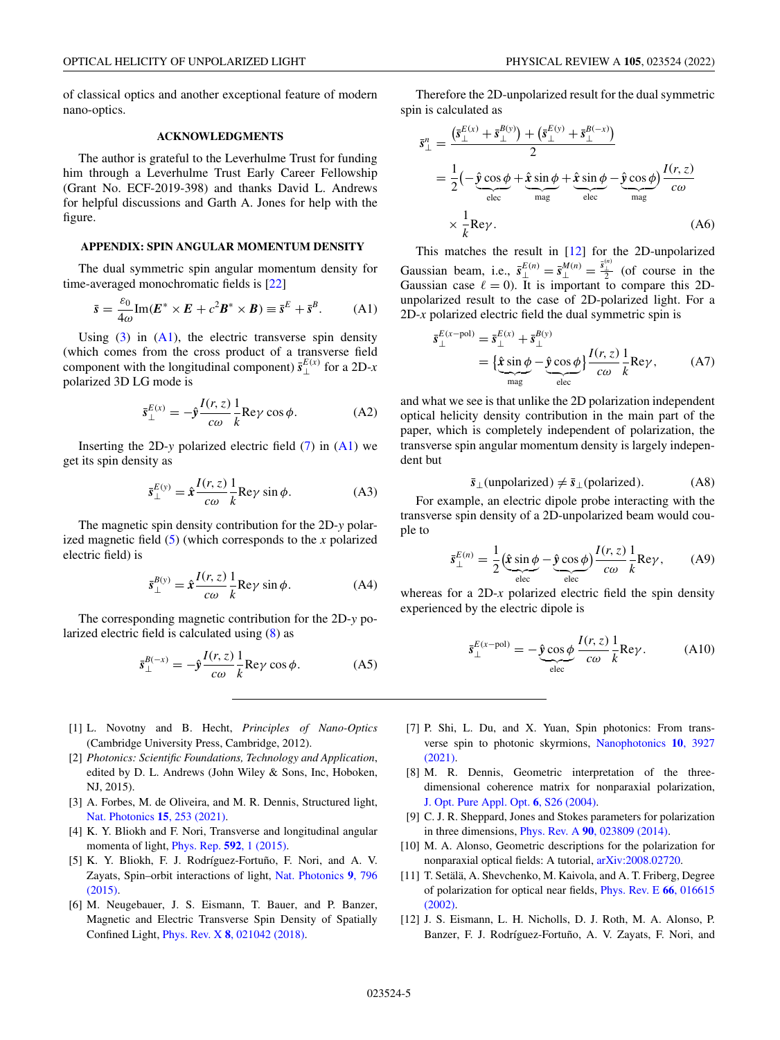of classical optics and another exceptional feature of modern nano-optics.

## ACKNOWLEDGMENTS

The author is grateful to the Leverhulme Trust for funding him through a Leverhulme Trust Early Career Fellowship (Grant No. ECF-2019-398) and thanks David L. Andrews for helpful discussions and Garth A. Jones for help with the figure.

## APPENDIX: SPIN ANGULAR MOMENTUM DENSITY

The dual symmetric spin angular momentum density for time-averaged monochromatic fields is [22]

$$\bar{\mathbf{s}} = \frac{\varepsilon_0}{4\omega}\mathrm{Im}(\mathbf{E}^* \times \mathbf{E} + c^2\mathbf{B}^* \times \mathbf{B}) \equiv \bar{\mathbf{s}}^E + \bar{\mathbf{s}}^B. \tag{A1}$$

Using (3) in (A1), the electric transverse spin density (which comes from the cross product of a transverse field component with the longitudinal component) $\bar{\mathbf{s}}_\perp^{E(x)}$ for a 2D-$x$ polarized 3D LG mode is

$$\bar{\mathbf{s}}_\perp^{E(x)} = -\hat{\mathbf{y}}\frac{I(r,z)}{c\omega}\frac{1}{k}\mathrm{Re}\gamma\cos\phi. \tag{A2}$$

Inserting the 2D-$y$ polarized electric field (7) in (A1) we get its spin density as

$$\bar{\mathbf{s}}_\perp^{E(y)} = \hat{\mathbf{x}}\frac{I(r,z)}{c\omega}\frac{1}{k}\mathrm{Re}\gamma\sin\phi. \tag{A3}$$

The magnetic spin density contribution for the 2D-$y$ polarized magnetic field (5) (which corresponds to the $x$ polarized electric field) is

$$\bar{\mathbf{s}}_\perp^{B(y)} = \hat{\mathbf{x}}\frac{I(r,z)}{c\omega}\frac{1}{k}\mathrm{Re}\gamma\sin\phi. \tag{A4}$$

The corresponding magnetic contribution for the 2D-$y$ polarized electric field is calculated using (8) as

$$\bar{\mathbf{s}}_\perp^{B(-x)} = -\hat{\mathbf{y}}\frac{I(r,z)}{c\omega}\frac{1}{k}\mathrm{Re}\gamma\cos\phi. \tag{A5}$$

Therefore the 2D-unpolarized result for the dual symmetric spin is calculated as

$$\begin{aligned}\bar{\mathbf{s}}_\perp^n &= \frac{\left(\bar{\mathbf{s}}_\perp^{E(x)} + \bar{\mathbf{s}}_\perp^{B(y)}\right) + \left(\bar{\mathbf{s}}_\perp^{E(y)} + \bar{\mathbf{s}}_\perp^{B(-x)}\right)}{2} \\ &= \frac{1}{2}\Big(-\underbrace{\hat{\mathbf{y}}\cos\phi}_{\text{elec}} + \underbrace{\hat{\mathbf{x}}\sin\phi}_{\text{mag}} + \underbrace{\hat{\mathbf{x}}\sin\phi}_{\text{elec}} - \underbrace{\hat{\mathbf{y}}\cos\phi}_{\text{mag}}\Big)\frac{I(r,z)}{c\omega} \\ &\quad\times\frac{1}{k}\mathrm{Re}\gamma.\end{aligned} \tag{A6}$$

This matches the result in [12] for the 2D-unpolarized Gaussian beam, i.e., $\bar{\mathbf{s}}_\perp^{E(n)} = \bar{\mathbf{s}}_\perp^{M(n)} = \frac{\bar{\mathbf{s}}_\perp^{(n)}}{2}$ (of course in the Gaussian case $\ell = 0$). It is important to compare this 2D-unpolarized result to the case of 2D-polarized light. For a 2D-$x$ polarized electric field the dual symmetric spin is

$$\begin{aligned}\bar{\mathbf{s}}_\perp^{E(x-\text{pol})} &= \bar{\mathbf{s}}_\perp^{E(x)} + \bar{\mathbf{s}}_\perp^{B(y)} \\ &= \Big\{\underbrace{\hat{\mathbf{x}}\sin\phi}_{\text{mag}} - \underbrace{\hat{\mathbf{y}}\cos\phi}_{\text{elec}}\Big\}\frac{I(r,z)}{c\omega}\frac{1}{k}\mathrm{Re}\gamma,\end{aligned} \tag{A7}$$

and what we see is that unlike the 2D polarization independent optical helicity density contribution in the main part of the paper, which is completely independent of polarization, the transverse spin angular momentum density is largely independent but

$$\bar{\mathbf{s}}_\perp(\text{unpolarized}) \neq \bar{\mathbf{s}}_\perp(\text{polarized}). \tag{A8}$$

For example, an electric dipole probe interacting with the transverse spin density of a 2D-unpolarized beam would couple to

$$\bar{\mathbf{s}}_\perp^{E(n)} = \frac{1}{2}\Big(\underbrace{\hat{\mathbf{x}}\sin\phi}_{\text{elec}} - \underbrace{\hat{\mathbf{y}}\cos\phi}_{\text{elec}}\Big)\frac{I(r,z)}{c\omega}\frac{1}{k}\mathrm{Re}\gamma, \tag{A9}$$

whereas for a 2D-$x$ polarized electric field the spin density experienced by the electric dipole is

$$\bar{\mathbf{s}}_\perp^{E(x-\text{pol})} = -\underbrace{\hat{\mathbf{y}}\cos\phi}_{\text{elec}}\frac{I(r,z)}{c\omega}\frac{1}{k}\mathrm{Re}\gamma. \tag{A10}$$

---

[1] L. Novotny and B. Hecht, *Principles of Nano-Optics* (Cambridge University Press, Cambridge, 2012).

[2] *Photonics: Scientific Foundations, Technology and Application*, edited by D. L. Andrews (John Wiley & Sons, Inc, Hoboken, NJ, 2015).

[3] A. Forbes, M. de Oliveira, and M. R. Dennis, Structured light, Nat. Photonics **15**, 253 (2021).

[4] K. Y. Bliokh and F. Nori, Transverse and longitudinal angular momenta of light, Phys. Rep. **592**, 1 (2015).

[5] K. Y. Bliokh, F. J. Rodríguez-Fortuño, F. Nori, and A. V. Zayats, Spin–orbit interactions of light, Nat. Photonics **9**, 796 (2015).

[6] M. Neugebauer, J. S. Eismann, T. Bauer, and P. Banzer, Magnetic and Electric Transverse Spin Density of Spatially Confined Light, Phys. Rev. X **8**, 021042 (2018).

[7] P. Shi, L. Du, and X. Yuan, Spin photonics: From transverse spin to photonic skyrmions, Nanophotonics **10**, 3927 (2021).

[8] M. R. Dennis, Geometric interpretation of the three-dimensional coherence matrix for nonparaxial polarization, J. Opt. Pure Appl. Opt. **6**, S26 (2004).

[9] C. J. R. Sheppard, Jones and Stokes parameters for polarization in three dimensions, Phys. Rev. A **90**, 023809 (2014).

[10] M. A. Alonso, Geometric descriptions for the polarization for nonparaxial optical fields: A tutorial, arXiv:2008.02720.

[11] T. Setälä, A. Shevchenko, M. Kaivola, and A. T. Friberg, Degree of polarization for optical near fields, Phys. Rev. E **66**, 016615 (2002).

[12] J. S. Eismann, L. H. Nicholls, D. J. Roth, M. A. Alonso, P. Banzer, F. J. Rodríguez-Fortuño, A. V. Zayats, F. Nori, and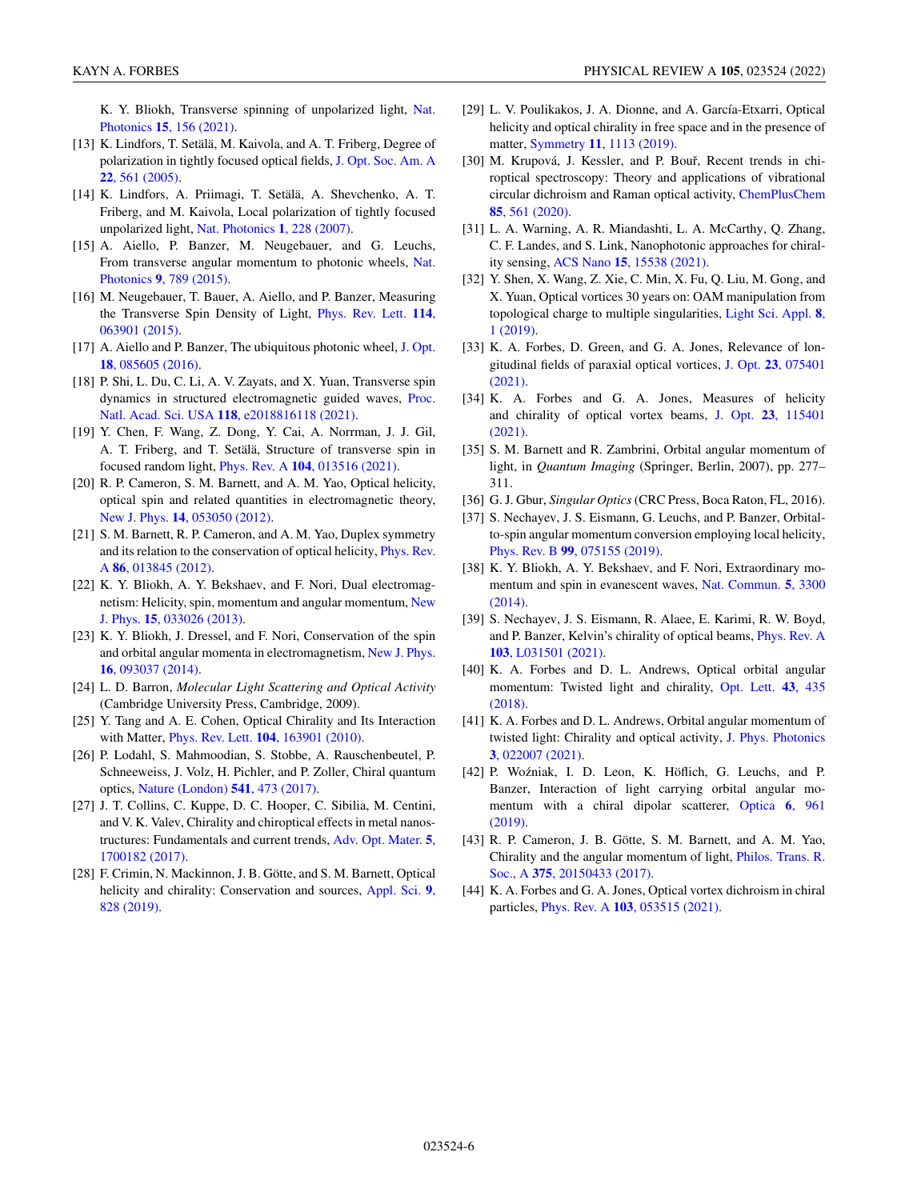K. Y. Bliokh, Transverse spinning of unpolarized light, Nat. Photonics **15**, 156 (2021).

[13] K. Lindfors, T. Setälä, M. Kaivola, and A. T. Friberg, Degree of polarization in tightly focused optical fields, J. Opt. Soc. Am. A **22**, 561 (2005).

[14] K. Lindfors, A. Priimagi, T. Setälä, A. Shevchenko, A. T. Friberg, and M. Kaivola, Local polarization of tightly focused unpolarized light, Nat. Photonics **1**, 228 (2007).

[15] A. Aiello, P. Banzer, M. Neugebauer, and G. Leuchs, From transverse angular momentum to photonic wheels, Nat. Photonics **9**, 789 (2015).

[16] M. Neugebauer, T. Bauer, A. Aiello, and P. Banzer, Measuring the Transverse Spin Density of Light, Phys. Rev. Lett. **114**, 063901 (2015).

[17] A. Aiello and P. Banzer, The ubiquitous photonic wheel, J. Opt. **18**, 085605 (2016).

[18] P. Shi, L. Du, C. Li, A. V. Zayats, and X. Yuan, Transverse spin dynamics in structured electromagnetic guided waves, Proc. Natl. Acad. Sci. USA **118**, e2018816118 (2021).

[19] Y. Chen, F. Wang, Z. Dong, Y. Cai, A. Norrman, J. J. Gil, A. T. Friberg, and T. Setälä, Structure of transverse spin in focused random light, Phys. Rev. A **104**, 013516 (2021).

[20] R. P. Cameron, S. M. Barnett, and A. M. Yao, Optical helicity, optical spin and related quantities in electromagnetic theory, New J. Phys. **14**, 053050 (2012).

[21] S. M. Barnett, R. P. Cameron, and A. M. Yao, Duplex symmetry and its relation to the conservation of optical helicity, Phys. Rev. A **86**, 013845 (2012).

[22] K. Y. Bliokh, A. Y. Bekshaev, and F. Nori, Dual electromagnetism: Helicity, spin, momentum and angular momentum, New J. Phys. **15**, 033026 (2013).

[23] K. Y. Bliokh, J. Dressel, and F. Nori, Conservation of the spin and orbital angular momenta in electromagnetism, New J. Phys. **16**, 093037 (2014).

[24] L. D. Barron, *Molecular Light Scattering and Optical Activity* (Cambridge University Press, Cambridge, 2009).

[25] Y. Tang and A. E. Cohen, Optical Chirality and Its Interaction with Matter, Phys. Rev. Lett. **104**, 163901 (2010).

[26] P. Lodahl, S. Mahmoodian, S. Stobbe, A. Rauschenbeutel, P. Schneeweiss, J. Volz, H. Pichler, and P. Zoller, Chiral quantum optics, Nature (London) **541**, 473 (2017).

[27] J. T. Collins, C. Kuppe, D. C. Hooper, C. Sibilia, M. Centini, and V. K. Valev, Chirality and chiroptical effects in metal nanostructures: Fundamentals and current trends, Adv. Opt. Mater. **5**, 1700182 (2017).

[28] F. Crimin, N. Mackinnon, J. B. Götte, and S. M. Barnett, Optical helicity and chirality: Conservation and sources, Appl. Sci. **9**, 828 (2019).

[29] L. V. Poulikakos, J. A. Dionne, and A. García-Etxarri, Optical helicity and optical chirality in free space and in the presence of matter, Symmetry **11**, 1113 (2019).

[30] M. Krupová, J. Kessler, and P. Bouř, Recent trends in chiroptical spectroscopy: Theory and applications of vibrational circular dichroism and Raman optical activity, ChemPlusChem **85**, 561 (2020).

[31] L. A. Warning, A. R. Miandashti, L. A. McCarthy, Q. Zhang, C. F. Landes, and S. Link, Nanophotonic approaches for chirality sensing, ACS Nano **15**, 15538 (2021).

[32] Y. Shen, X. Wang, Z. Xie, C. Min, X. Fu, Q. Liu, M. Gong, and X. Yuan, Optical vortices 30 years on: OAM manipulation from topological charge to multiple singularities, Light Sci. Appl. **8**, 1 (2019).

[33] K. A. Forbes, D. Green, and G. A. Jones, Relevance of longitudinal fields of paraxial optical vortices, J. Opt. **23**, 075401 (2021).

[34] K. A. Forbes and G. A. Jones, Measures of helicity and chirality of optical vortex beams, J. Opt. **23**, 115401 (2021).

[35] S. M. Barnett and R. Zambrini, Orbital angular momentum of light, in *Quantum Imaging* (Springer, Berlin, 2007), pp. 277–311.

[36] G. J. Gbur, *Singular Optics* (CRC Press, Boca Raton, FL, 2016).

[37] S. Nechayev, J. S. Eismann, G. Leuchs, and P. Banzer, Orbital-to-spin angular momentum conversion employing local helicity, Phys. Rev. B **99**, 075155 (2019).

[38] K. Y. Bliokh, A. Y. Bekshaev, and F. Nori, Extraordinary momentum and spin in evanescent waves, Nat. Commun. **5**, 3300 (2014).

[39] S. Nechayev, J. S. Eismann, R. Alaee, E. Karimi, R. W. Boyd, and P. Banzer, Kelvin's chirality of optical beams, Phys. Rev. A **103**, L031501 (2021).

[40] K. A. Forbes and D. L. Andrews, Optical orbital angular momentum: Twisted light and chirality, Opt. Lett. **43**, 435 (2018).

[41] K. A. Forbes and D. L. Andrews, Orbital angular momentum of twisted light: Chirality and optical activity, J. Phys. Photonics **3**, 022007 (2021).

[42] P. Woźniak, I. D. Leon, K. Höflich, G. Leuchs, and P. Banzer, Interaction of light carrying orbital angular momentum with a chiral dipolar scatterer, Optica **6**, 961 (2019).

[43] R. P. Cameron, J. B. Götte, S. M. Barnett, and A. M. Yao, Chirality and the angular momentum of light, Philos. Trans. R. Soc., A **375**, 20150433 (2017).

[44] K. A. Forbes and G. A. Jones, Optical vortex dichroism in chiral particles, Phys. Rev. A **103**, 053515 (2021).